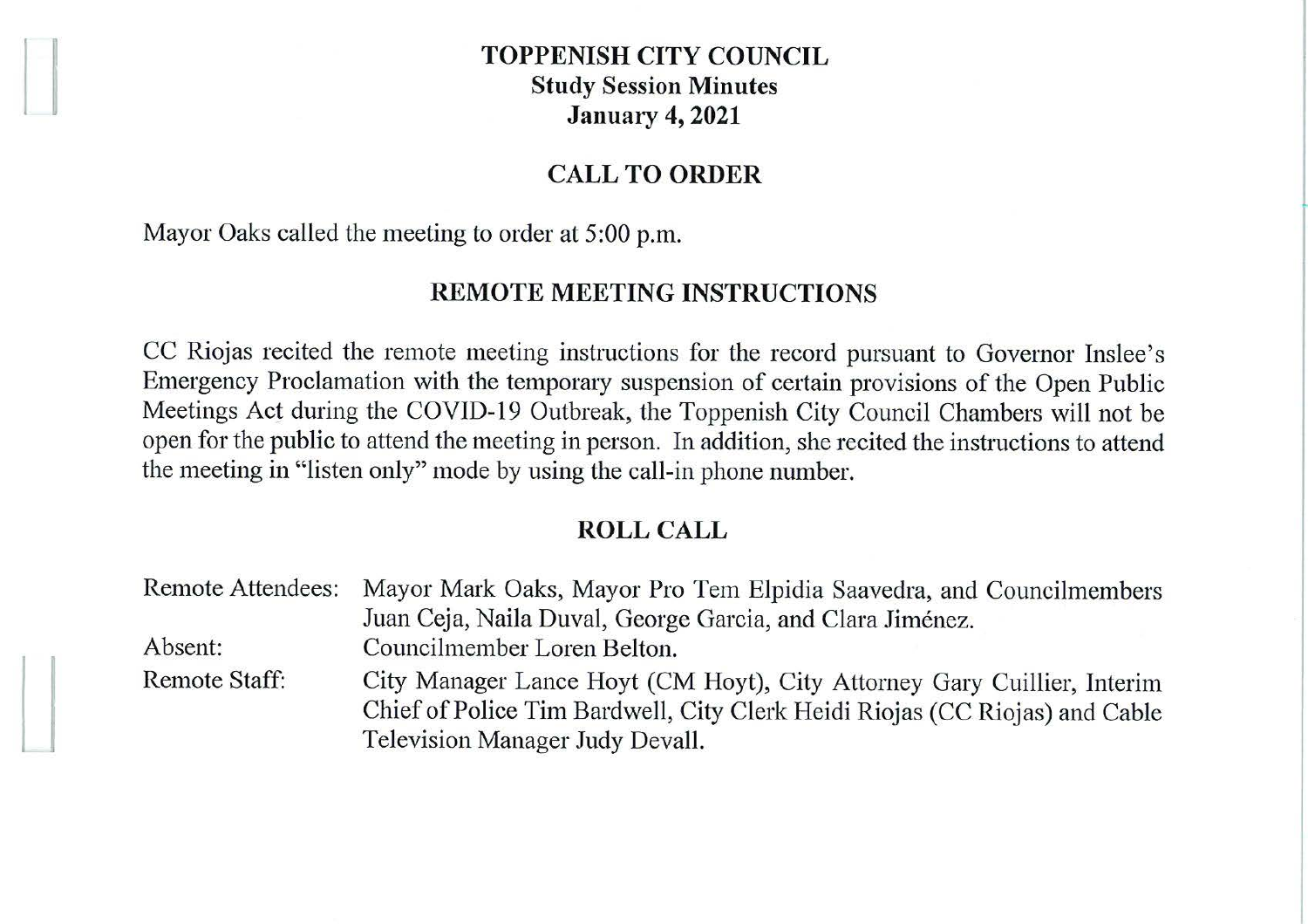# TOPPENISH CITY COUNCIL
## Study Session Minutes
## January 4, 2021

## CALL TO ORDER

Mayor Oaks called the meeting to order at 5:00 p.m.

## REMOTE MEETING INSTRUCTIONS

CC Riojas recited the remote meeting instructions for the record pursuant to Governor Inslee's Emergency Proclamation with the temporary suspension of certain provisions of the Open Public Meetings Act during the COVID-19 Outbreak, the Toppenish City Council Chambers will not be open for the public to attend the meeting in person. In addition, she recited the instructions to attend the meeting in "listen only" mode by using the call-in phone number.

## ROLL CALL

| | |
|---|---|
| Remote Attendees: | Mayor Mark Oaks, Mayor Pro Tem Elpidia Saavedra, and Councilmembers Juan Ceja, Naila Duval, George Garcia, and Clara Jiménez. |
| Absent: | Councilmember Loren Belton. |
| Remote Staff: | City Manager Lance Hoyt (CM Hoyt), City Attorney Gary Cuillier, Interim Chief of Police Tim Bardwell, City Clerk Heidi Riojas (CC Riojas) and Cable Television Manager Judy Devall. |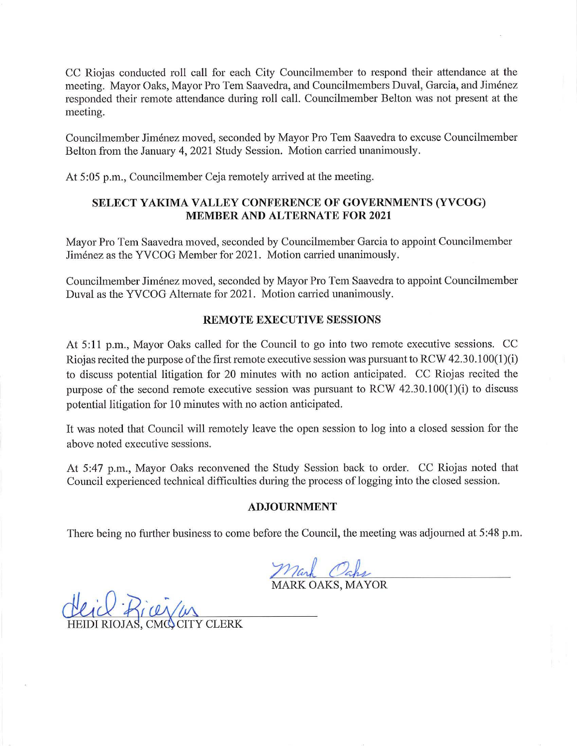CC Riojas conducted roll call for each City Councilmember to respond their attendance at the meeting. Mayor Oaks, Mayor Pro Tem Saavedra, and Councilmembers Duval, Garcia, and Jiménez responded their remote attendance during roll call. Councilmember Belton was not present at the meeting.

Councilmember Jiménez moved, seconded by Mayor Pro Tem Saavedra to excuse Councilmember Belton from the January 4, 2021 Study Session. Motion carried unanimously.

At 5:05 p.m., Councilmember Ceja remotely arrived at the meeting.

## SELECT YAKIMA VALLEY CONFERENCE OF GOVERNMENTS (YVCOG) MEMBER AND ALTERNATE FOR 2021

Mayor Pro Tem Saavedra moved, seconded by Councilmember Garcia to appoint Councilmember Jiménez as the YVCOG Member for 2021. Motion carried unanimously.

Councilmember Jiménez moved, seconded by Mayor Pro Tem Saavedra to appoint Councilmember Duval as the YVCOG Alternate for 2021. Motion carried unanimously.

## REMOTE EXECUTIVE SESSIONS

At 5:11 p.m., Mayor Oaks called for the Council to go into two remote executive sessions. CC Riojas recited the purpose of the first remote executive session was pursuant to RCW 42.30.100(1)(i) to discuss potential litigation for 20 minutes with no action anticipated. CC Riojas recited the purpose of the second remote executive session was pursuant to RCW 42.30.100(1)(i) to discuss potential litigation for 10 minutes with no action anticipated.

It was noted that Council will remotely leave the open session to log into a closed session for the above noted executive sessions.

At 5:47 p.m., Mayor Oaks reconvened the Study Session back to order. CC Riojas noted that Council experienced technical difficulties during the process of logging into the closed session.

## ADJOURNMENT

There being no further business to come before the Council, the meeting was adjourned at 5:48 p.m.

MARK OAKS, MAYOR

HEIDI RIOJAS, CMC, CITY CLERK